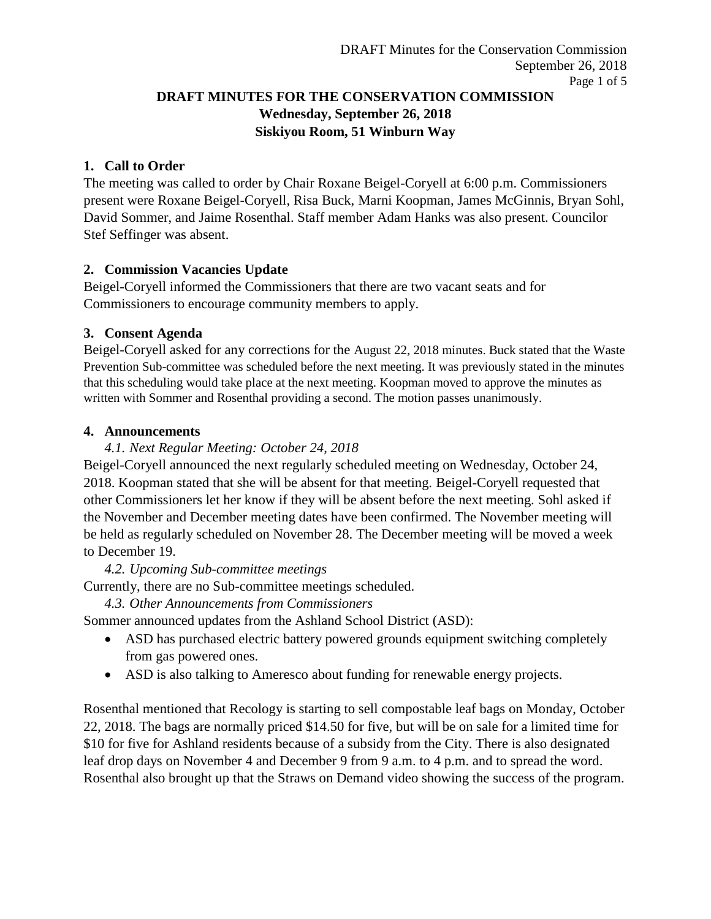# DRAFT MINUTES FOR THE CONSERVATION COMMISSION

**Wednesday, September 26, 2018**

**Siskiyou Room, 51 Winburn Way**

## 1. Call to Order

The meeting was called to order by Chair Roxane Beigel-Coryell at 6:00 p.m. Commissioners present were Roxane Beigel-Coryell, Risa Buck, Marni Koopman, James McGinnis, Bryan Sohl, David Sommer, and Jaime Rosenthal. Staff member Adam Hanks was also present. Councilor Stef Seffinger was absent.

## 2. Commission Vacancies Update

Beigel-Coryell informed the Commissioners that there are two vacant seats and for Commissioners to encourage community members to apply.

## 3. Consent Agenda

Beigel-Coryell asked for any corrections for the August 22, 2018 minutes. Buck stated that the Waste Prevention Sub-committee was scheduled before the next meeting. It was previously stated in the minutes that this scheduling would take place at the next meeting. Koopman moved to approve the minutes as written with Sommer and Rosenthal providing a second. The motion passes unanimously.

## 4. Announcements

### *4.1. Next Regular Meeting: October 24, 2018*

Beigel-Coryell announced the next regularly scheduled meeting on Wednesday, October 24, 2018. Koopman stated that she will be absent for that meeting. Beigel-Coryell requested that other Commissioners let her know if they will be absent before the next meeting. Sohl asked if the November and December meeting dates have been confirmed. The November meeting will be held as regularly scheduled on November 28. The December meeting will be moved a week to December 19.

### *4.2. Upcoming Sub-committee meetings*

Currently, there are no Sub-committee meetings scheduled.

### *4.3. Other Announcements from Commissioners*

Sommer announced updates from the Ashland School District (ASD):

- ASD has purchased electric battery powered grounds equipment switching completely from gas powered ones.
- ASD is also talking to Ameresco about funding for renewable energy projects.

Rosenthal mentioned that Recology is starting to sell compostable leaf bags on Monday, October 22, 2018. The bags are normally priced $14.50 for five, but will be on sale for a limited time for $10 for five for Ashland residents because of a subsidy from the City. There is also designated leaf drop days on November 4 and December 9 from 9 a.m. to 4 p.m. and to spread the word. Rosenthal also brought up that the Straws on Demand video showing the success of the program.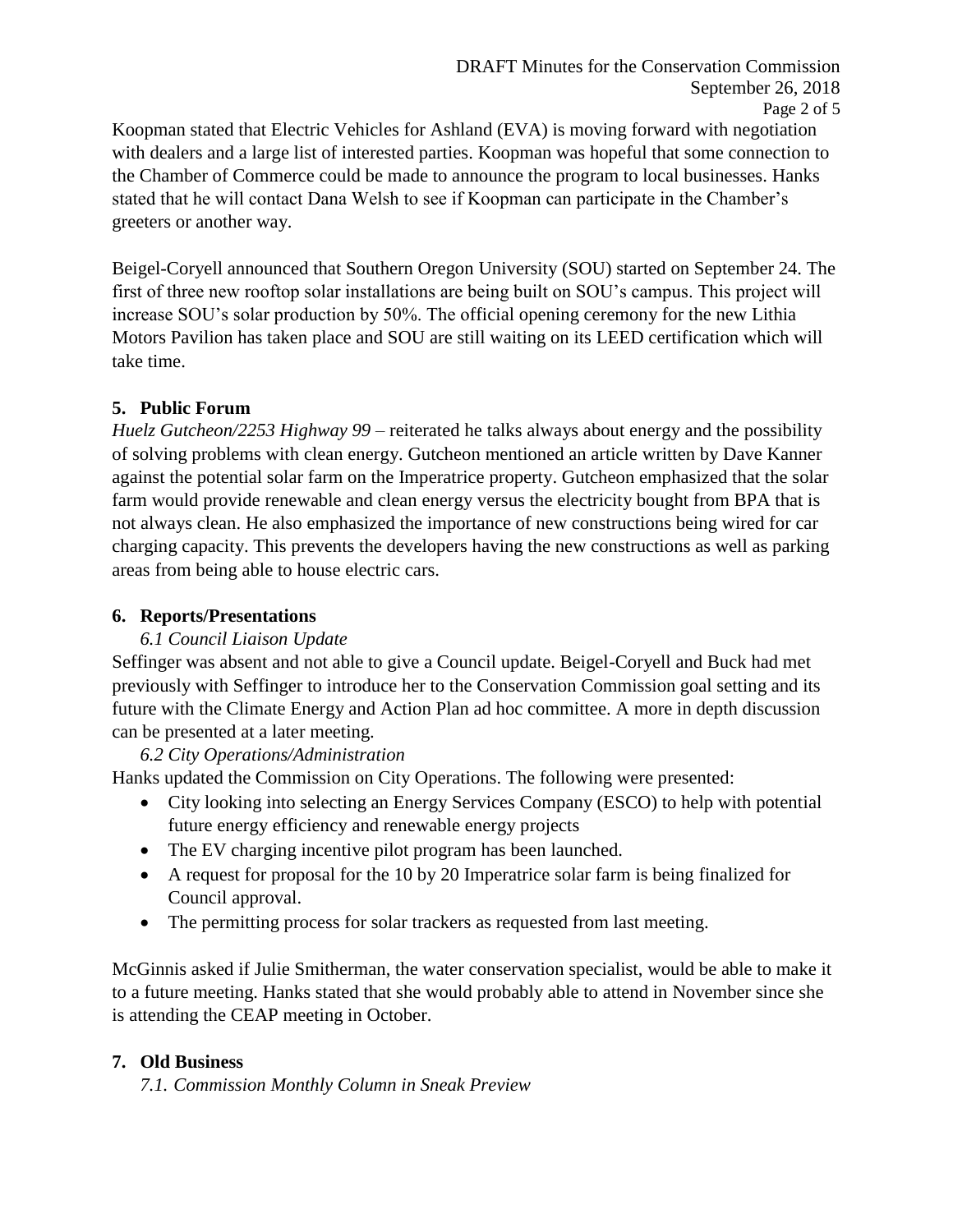Koopman stated that Electric Vehicles for Ashland (EVA) is moving forward with negotiation with dealers and a large list of interested parties. Koopman was hopeful that some connection to the Chamber of Commerce could be made to announce the program to local businesses. Hanks stated that he will contact Dana Welsh to see if Koopman can participate in the Chamber's greeters or another way.

Beigel-Coryell announced that Southern Oregon University (SOU) started on September 24. The first of three new rooftop solar installations are being built on SOU's campus. This project will increase SOU's solar production by 50%. The official opening ceremony for the new Lithia Motors Pavilion has taken place and SOU are still waiting on its LEED certification which will take time.

## 5. Public Forum

*Huelz Gutcheon/2253 Highway 99* – reiterated he talks always about energy and the possibility of solving problems with clean energy. Gutcheon mentioned an article written by Dave Kanner against the potential solar farm on the Imperatrice property. Gutcheon emphasized that the solar farm would provide renewable and clean energy versus the electricity bought from BPA that is not always clean. He also emphasized the importance of new constructions being wired for car charging capacity. This prevents the developers having the new constructions as well as parking areas from being able to house electric cars.

## 6. Reports/Presentations

### *6.1 Council Liaison Update*

Seffinger was absent and not able to give a Council update. Beigel-Coryell and Buck had met previously with Seffinger to introduce her to the Conservation Commission goal setting and its future with the Climate Energy and Action Plan ad hoc committee. A more in depth discussion can be presented at a later meeting.

### *6.2 City Operations/Administration*

Hanks updated the Commission on City Operations. The following were presented:

- City looking into selecting an Energy Services Company (ESCO) to help with potential future energy efficiency and renewable energy projects
- The EV charging incentive pilot program has been launched.
- A request for proposal for the 10 by 20 Imperatrice solar farm is being finalized for Council approval.
- The permitting process for solar trackers as requested from last meeting.

McGinnis asked if Julie Smitherman, the water conservation specialist, would be able to make it to a future meeting. Hanks stated that she would probably able to attend in November since she is attending the CEAP meeting in October.

## 7. Old Business

### *7.1. Commission Monthly Column in Sneak Preview*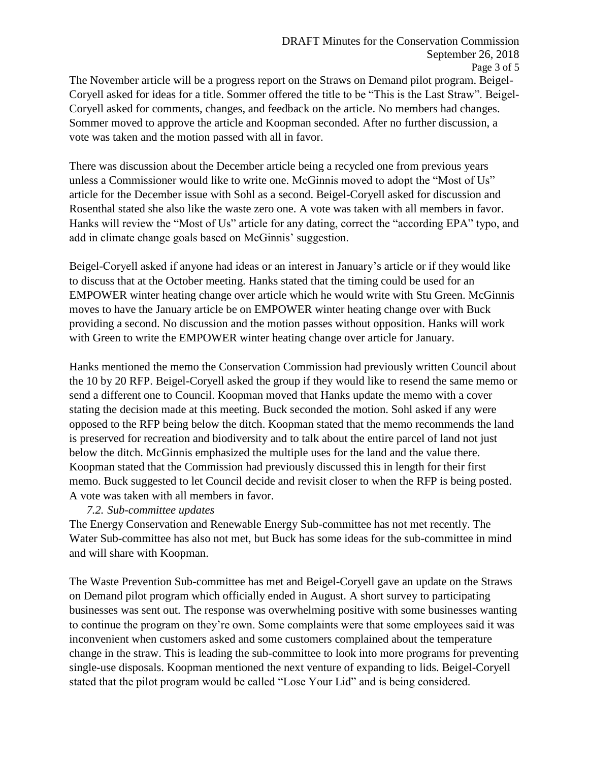The November article will be a progress report on the Straws on Demand pilot program. Beigel-Coryell asked for ideas for a title. Sommer offered the title to be "This is the Last Straw". Beigel-Coryell asked for comments, changes, and feedback on the article. No members had changes. Sommer moved to approve the article and Koopman seconded. After no further discussion, a vote was taken and the motion passed with all in favor.

There was discussion about the December article being a recycled one from previous years unless a Commissioner would like to write one. McGinnis moved to adopt the "Most of Us" article for the December issue with Sohl as a second. Beigel-Coryell asked for discussion and Rosenthal stated she also like the waste zero one. A vote was taken with all members in favor. Hanks will review the "Most of Us" article for any dating, correct the "according EPA" typo, and add in climate change goals based on McGinnis' suggestion.

Beigel-Coryell asked if anyone had ideas or an interest in January's article or if they would like to discuss that at the October meeting. Hanks stated that the timing could be used for an EMPOWER winter heating change over article which he would write with Stu Green. McGinnis moves to have the January article be on EMPOWER winter heating change over with Buck providing a second. No discussion and the motion passes without opposition. Hanks will work with Green to write the EMPOWER winter heating change over article for January.

Hanks mentioned the memo the Conservation Commission had previously written Council about the 10 by 20 RFP. Beigel-Coryell asked the group if they would like to resend the same memo or send a different one to Council. Koopman moved that Hanks update the memo with a cover stating the decision made at this meeting. Buck seconded the motion. Sohl asked if any were opposed to the RFP being below the ditch. Koopman stated that the memo recommends the land is preserved for recreation and biodiversity and to talk about the entire parcel of land not just below the ditch. McGinnis emphasized the multiple uses for the land and the value there. Koopman stated that the Commission had previously discussed this in length for their first memo. Buck suggested to let Council decide and revisit closer to when the RFP is being posted. A vote was taken with all members in favor.

*7.2. Sub-committee updates*

The Energy Conservation and Renewable Energy Sub-committee has not met recently. The Water Sub-committee has also not met, but Buck has some ideas for the sub-committee in mind and will share with Koopman.

The Waste Prevention Sub-committee has met and Beigel-Coryell gave an update on the Straws on Demand pilot program which officially ended in August. A short survey to participating businesses was sent out. The response was overwhelming positive with some businesses wanting to continue the program on they're own. Some complaints were that some employees said it was inconvenient when customers asked and some customers complained about the temperature change in the straw. This is leading the sub-committee to look into more programs for preventing single-use disposals. Koopman mentioned the next venture of expanding to lids. Beigel-Coryell stated that the pilot program would be called "Lose Your Lid" and is being considered.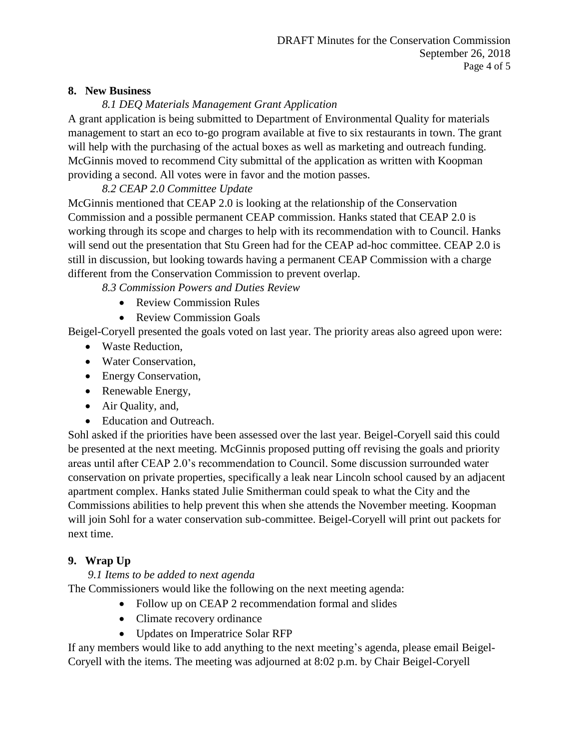## 8. New Business

*8.1 DEQ Materials Management Grant Application*

A grant application is being submitted to Department of Environmental Quality for materials management to start an eco to-go program available at five to six restaurants in town. The grant will help with the purchasing of the actual boxes as well as marketing and outreach funding. McGinnis moved to recommend City submittal of the application as written with Koopman providing a second. All votes were in favor and the motion passes.

*8.2 CEAP 2.0 Committee Update*

McGinnis mentioned that CEAP 2.0 is looking at the relationship of the Conservation Commission and a possible permanent CEAP commission. Hanks stated that CEAP 2.0 is working through its scope and charges to help with its recommendation with to Council. Hanks will send out the presentation that Stu Green had for the CEAP ad-hoc committee. CEAP 2.0 is still in discussion, but looking towards having a permanent CEAP Commission with a charge different from the Conservation Commission to prevent overlap.

*8.3 Commission Powers and Duties Review*

- Review Commission Rules
- Review Commission Goals

Beigel-Coryell presented the goals voted on last year. The priority areas also agreed upon were:

- Waste Reduction,
- Water Conservation,
- Energy Conservation,
- Renewable Energy,
- Air Quality, and,
- Education and Outreach.

Sohl asked if the priorities have been assessed over the last year. Beigel-Coryell said this could be presented at the next meeting. McGinnis proposed putting off revising the goals and priority areas until after CEAP 2.0's recommendation to Council. Some discussion surrounded water conservation on private properties, specifically a leak near Lincoln school caused by an adjacent apartment complex. Hanks stated Julie Smitherman could speak to what the City and the Commissions abilities to help prevent this when she attends the November meeting. Koopman will join Sohl for a water conservation sub-committee. Beigel-Coryell will print out packets for next time.

## 9. Wrap Up

*9.1 Items to be added to next agenda*

The Commissioners would like the following on the next meeting agenda:

- Follow up on CEAP 2 recommendation formal and slides
- Climate recovery ordinance
- Updates on Imperatrice Solar RFP

If any members would like to add anything to the next meeting's agenda, please email Beigel-Coryell with the items. The meeting was adjourned at 8:02 p.m. by Chair Beigel-Coryell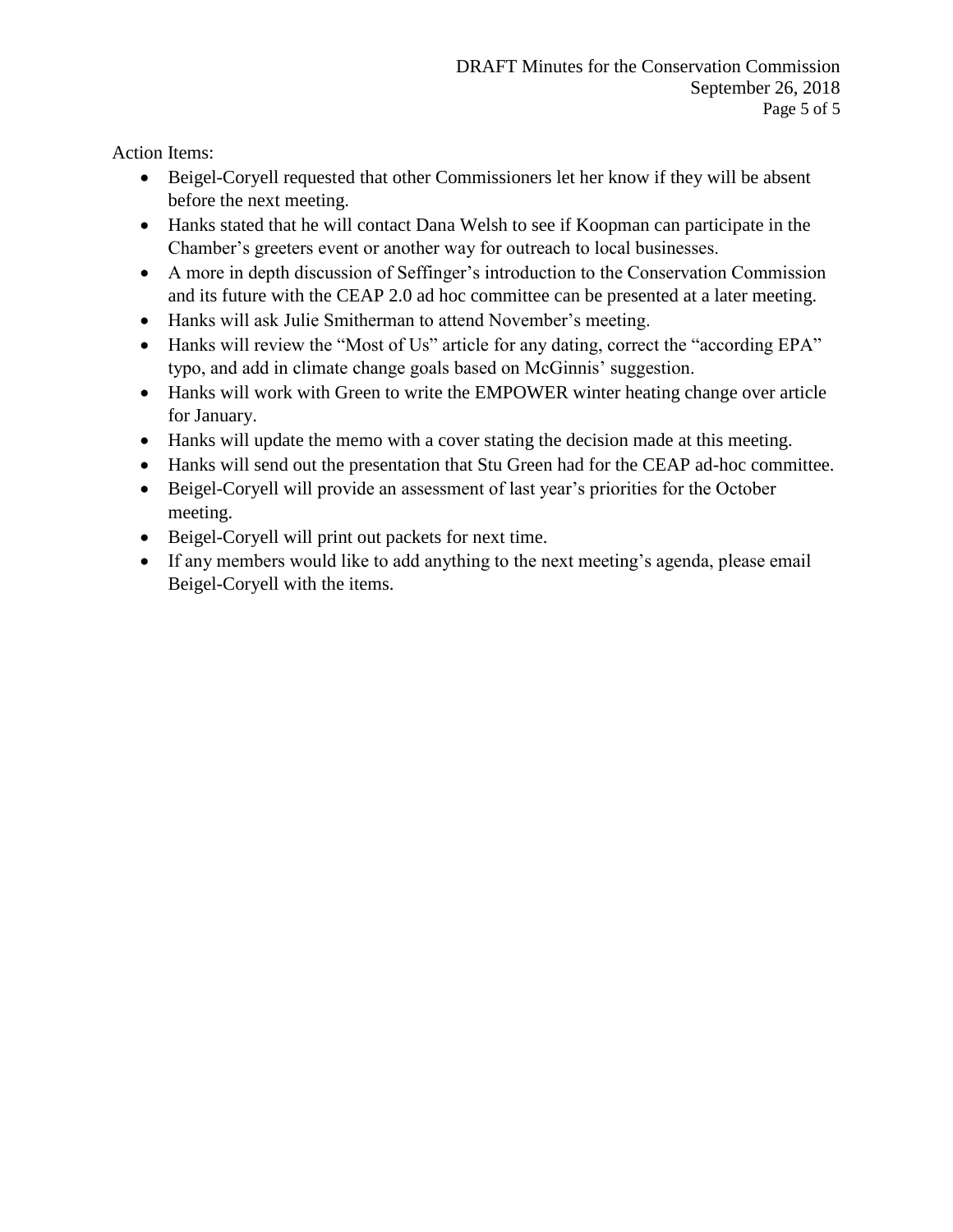Action Items:

- Beigel-Coryell requested that other Commissioners let her know if they will be absent before the next meeting.
- Hanks stated that he will contact Dana Welsh to see if Koopman can participate in the Chamber's greeters event or another way for outreach to local businesses.
- A more in depth discussion of Seffinger's introduction to the Conservation Commission and its future with the CEAP 2.0 ad hoc committee can be presented at a later meeting.
- Hanks will ask Julie Smitherman to attend November's meeting.
- Hanks will review the "Most of Us" article for any dating, correct the "according EPA" typo, and add in climate change goals based on McGinnis' suggestion.
- Hanks will work with Green to write the EMPOWER winter heating change over article for January.
- Hanks will update the memo with a cover stating the decision made at this meeting.
- Hanks will send out the presentation that Stu Green had for the CEAP ad-hoc committee.
- Beigel-Coryell will provide an assessment of last year's priorities for the October meeting.
- Beigel-Coryell will print out packets for next time.
- If any members would like to add anything to the next meeting's agenda, please email Beigel-Coryell with the items.